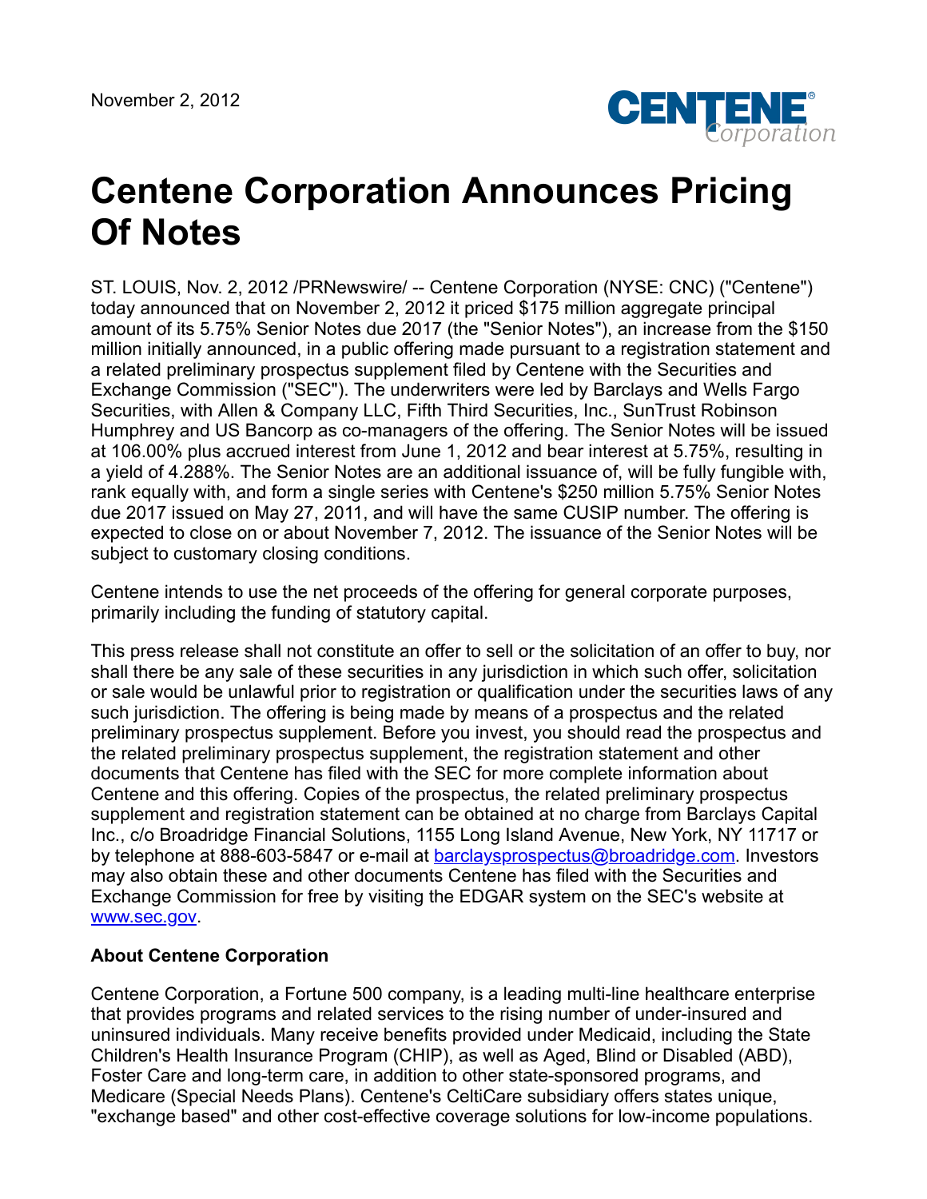November 2, 2012

# Centene Corporation Announces Pricing Of Notes

ST. LOUIS, Nov. 2, 2012 /PRNewswire/ -- Centene Corporation (NYSE: CNC) ("Centene") today announced that on November 2, 2012 it priced $175 million aggregate principal amount of its 5.75% Senior Notes due 2017 (the "Senior Notes"), an increase from the $150 million initially announced, in a public offering made pursuant to a registration statement and a related preliminary prospectus supplement filed by Centene with the Securities and Exchange Commission ("SEC"). The underwriters were led by Barclays and Wells Fargo Securities, with Allen & Company LLC, Fifth Third Securities, Inc., SunTrust Robinson Humphrey and US Bancorp as co-managers of the offering. The Senior Notes will be issued at 106.00% plus accrued interest from June 1, 2012 and bear interest at 5.75%, resulting in a yield of 4.288%. The Senior Notes are an additional issuance of, will be fully fungible with, rank equally with, and form a single series with Centene's $250 million 5.75% Senior Notes due 2017 issued on May 27, 2011, and will have the same CUSIP number. The offering is expected to close on or about November 7, 2012. The issuance of the Senior Notes will be subject to customary closing conditions.

Centene intends to use the net proceeds of the offering for general corporate purposes, primarily including the funding of statutory capital.

This press release shall not constitute an offer to sell or the solicitation of an offer to buy, nor shall there be any sale of these securities in any jurisdiction in which such offer, solicitation or sale would be unlawful prior to registration or qualification under the securities laws of any such jurisdiction. The offering is being made by means of a prospectus and the related preliminary prospectus supplement. Before you invest, you should read the prospectus and the related preliminary prospectus supplement, the registration statement and other documents that Centene has filed with the SEC for more complete information about Centene and this offering. Copies of the prospectus, the related preliminary prospectus supplement and registration statement can be obtained at no charge from Barclays Capital Inc., c/o Broadridge Financial Solutions, 1155 Long Island Avenue, New York, NY 11717 or by telephone at 888-603-5847 or e-mail at barclaysprospectus@broadridge.com. Investors may also obtain these and other documents Centene has filed with the Securities and Exchange Commission for free by visiting the EDGAR system on the SEC's website at www.sec.gov.

**About Centene Corporation**

Centene Corporation, a Fortune 500 company, is a leading multi-line healthcare enterprise that provides programs and related services to the rising number of under-insured and uninsured individuals. Many receive benefits provided under Medicaid, including the State Children's Health Insurance Program (CHIP), as well as Aged, Blind or Disabled (ABD), Foster Care and long-term care, in addition to other state-sponsored programs, and Medicare (Special Needs Plans). Centene's CeltiCare subsidiary offers states unique, "exchange based" and other cost-effective coverage solutions for low-income populations.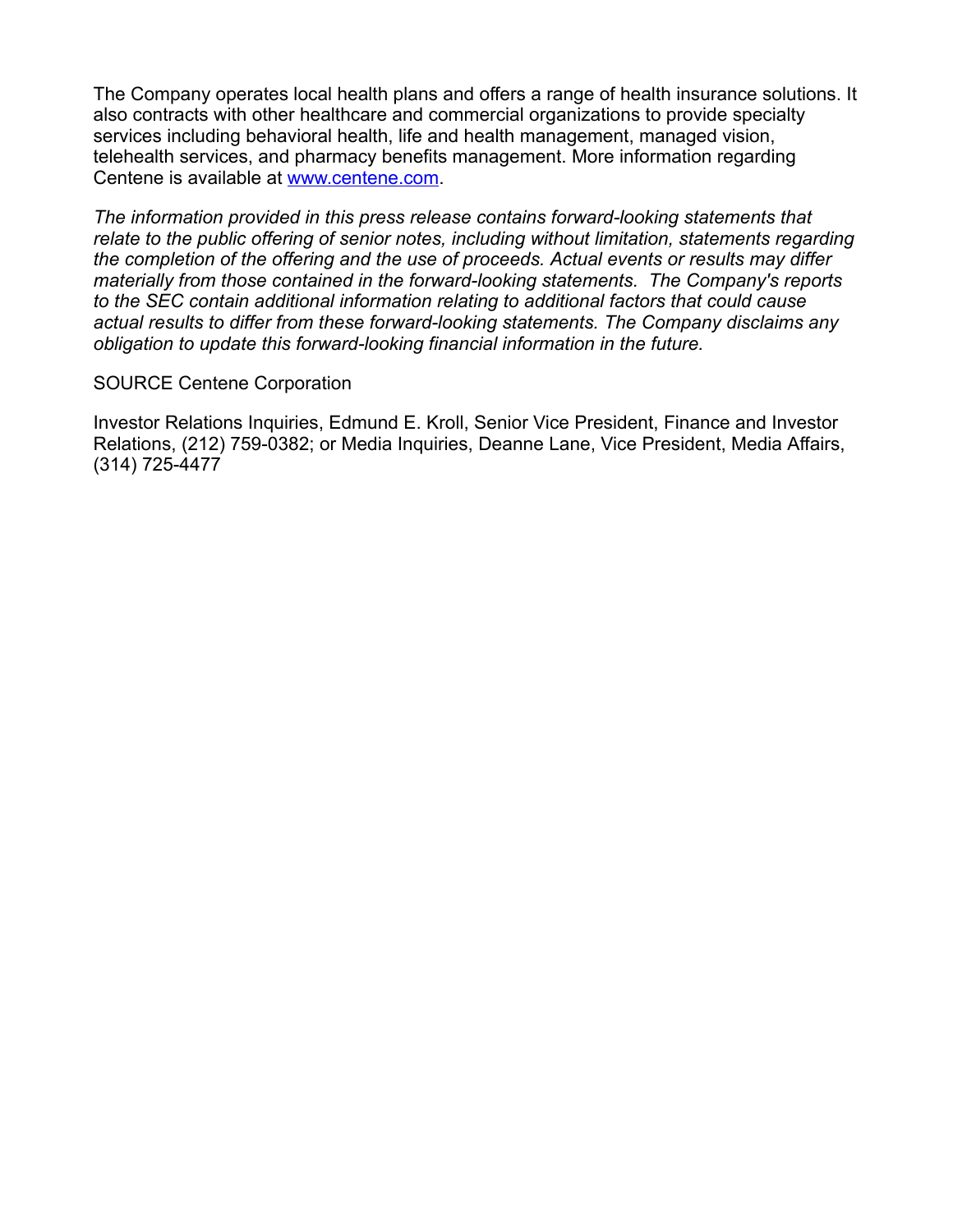The Company operates local health plans and offers a range of health insurance solutions. It also contracts with other healthcare and commercial organizations to provide specialty services including behavioral health, life and health management, managed vision, telehealth services, and pharmacy benefits management. More information regarding Centene is available at [www.centene.com](http://www.centene.com).

*The information provided in this press release contains forward-looking statements that relate to the public offering of senior notes, including without limitation, statements regarding the completion of the offering and the use of proceeds. Actual events or results may differ materially from those contained in the forward-looking statements. The Company's reports to the SEC contain additional information relating to additional factors that could cause actual results to differ from these forward-looking statements. The Company disclaims any obligation to update this forward-looking financial information in the future.*

SOURCE Centene Corporation

Investor Relations Inquiries, Edmund E. Kroll, Senior Vice President, Finance and Investor Relations, (212) 759-0382; or Media Inquiries, Deanne Lane, Vice President, Media Affairs, (314) 725-4477